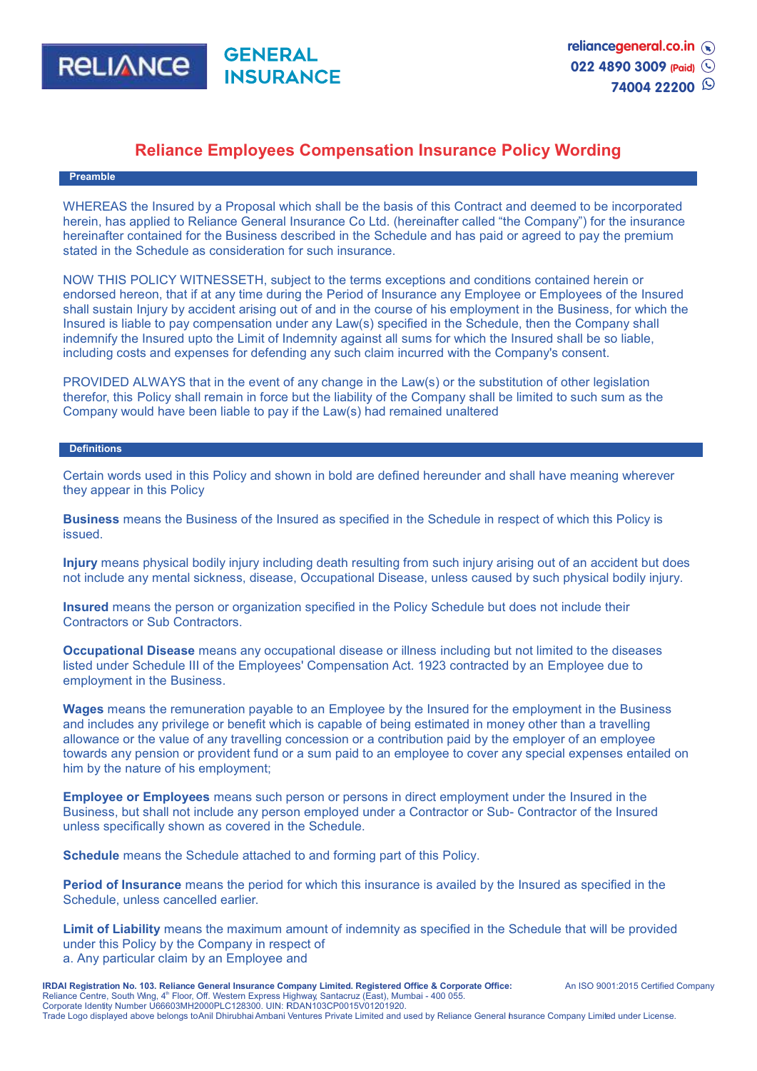# Reliance Employees Compensation Insurance Policy Wording

## Preamble

WHEREAS the Insured by a Proposal which shall be the basis of this Contract and deemed to be incorporated herein, has applied to Reliance General Insurance Co Ltd. (hereinafter called "the Company") for the insurance hereinafter contained for the Business described in the Schedule and has paid or agreed to pay the premium stated in the Schedule as consideration for such insurance.

NOW THIS POLICY WITNESSETH, subject to the terms exceptions and conditions contained herein or endorsed hereon, that if at any time during the Period of Insurance any Employee or Employees of the Insured shall sustain Injury by accident arising out of and in the course of his employment in the Business, for which the Insured is liable to pay compensation under any Law(s) specified in the Schedule, then the Company shall indemnify the Insured upto the Limit of Indemnity against all sums for which the Insured shall be so liable, including costs and expenses for defending any such claim incurred with the Company's consent.

PROVIDED ALWAYS that in the event of any change in the Law(s) or the substitution of other legislation therefor, this Policy shall remain in force but the liability of the Company shall be limited to such sum as the Company would have been liable to pay if the Law(s) had remained unaltered

## Definitions

Certain words used in this Policy and shown in bold are defined hereunder and shall have meaning wherever they appear in this Policy

**Business** means the Business of the Insured as specified in the Schedule in respect of which this Policy is issued.

**Injury** means physical bodily injury including death resulting from such injury arising out of an accident but does not include any mental sickness, disease, Occupational Disease, unless caused by such physical bodily injury.

**Insured** means the person or organization specified in the Policy Schedule but does not include their Contractors or Sub Contractors.

**Occupational Disease** means any occupational disease or illness including but not limited to the diseases listed under Schedule III of the Employees' Compensation Act. 1923 contracted by an Employee due to employment in the Business.

**Wages** means the remuneration payable to an Employee by the Insured for the employment in the Business and includes any privilege or benefit which is capable of being estimated in money other than a travelling allowance or the value of any travelling concession or a contribution paid by the employer of an employee towards any pension or provident fund or a sum paid to an employee to cover any special expenses entailed on him by the nature of his employment;

**Employee or Employees** means such person or persons in direct employment under the Insured in the Business, but shall not include any person employed under a Contractor or Sub- Contractor of the Insured unless specifically shown as covered in the Schedule.

**Schedule** means the Schedule attached to and forming part of this Policy.

**Period of Insurance** means the period for which this insurance is availed by the Insured as specified in the Schedule, unless cancelled earlier.

**Limit of Liability** means the maximum amount of indemnity as specified in the Schedule that will be provided under this Policy by the Company in respect of

a. Any particular claim by an Employee and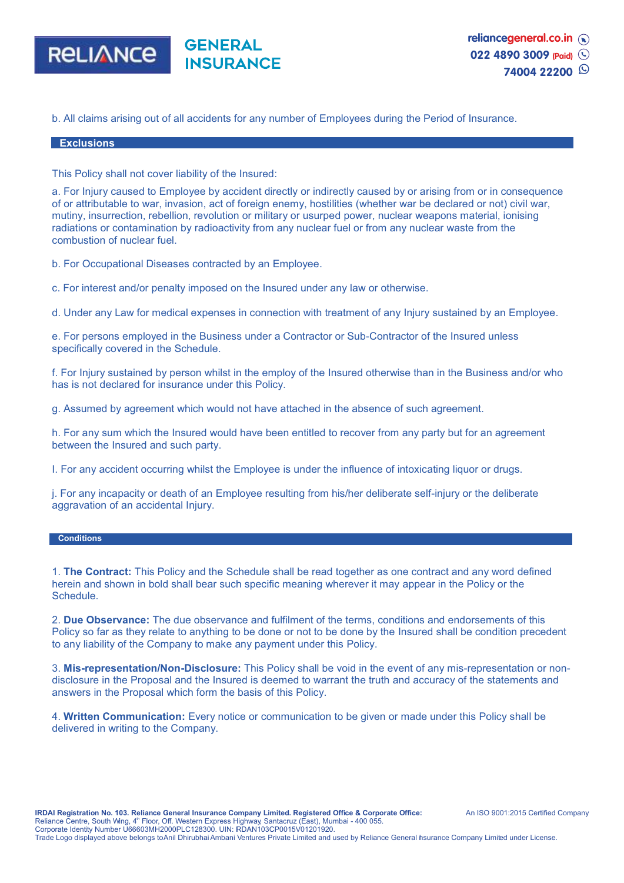b. All claims arising out of all accidents for any number of Employees during the Period of Insurance.

## Exclusions

This Policy shall not cover liability of the Insured:

a. For Injury caused to Employee by accident directly or indirectly caused by or arising from or in consequence of or attributable to war, invasion, act of foreign enemy, hostilities (whether war be declared or not) civil war, mutiny, insurrection, rebellion, revolution or military or usurped power, nuclear weapons material, ionising radiations or contamination by radioactivity from any nuclear fuel or from any nuclear waste from the combustion of nuclear fuel.

b. For Occupational Diseases contracted by an Employee.

c. For interest and/or penalty imposed on the Insured under any law or otherwise.

d. Under any Law for medical expenses in connection with treatment of any Injury sustained by an Employee.

e. For persons employed in the Business under a Contractor or Sub-Contractor of the Insured unless specifically covered in the Schedule.

f. For Injury sustained by person whilst in the employ of the Insured otherwise than in the Business and/or who has is not declared for insurance under this Policy.

g. Assumed by agreement which would not have attached in the absence of such agreement.

h. For any sum which the Insured would have been entitled to recover from any party but for an agreement between the Insured and such party.

I. For any accident occurring whilst the Employee is under the influence of intoxicating liquor or drugs.

j. For any incapacity or death of an Employee resulting from his/her deliberate self-injury or the deliberate aggravation of an accidental Injury.

## Conditions

1. **The Contract:** This Policy and the Schedule shall be read together as one contract and any word defined herein and shown in bold shall bear such specific meaning wherever it may appear in the Policy or the Schedule.

2. **Due Observance:** The due observance and fulfilment of the terms, conditions and endorsements of this Policy so far as they relate to anything to be done or not to be done by the Insured shall be condition precedent to any liability of the Company to make any payment under this Policy.

3. **Mis-representation/Non-Disclosure:** This Policy shall be void in the event of any mis-representation or non-disclosure in the Proposal and the Insured is deemed to warrant the truth and accuracy of the statements and answers in the Proposal which form the basis of this Policy.

4. **Written Communication:** Every notice or communication to be given or made under this Policy shall be delivered in writing to the Company.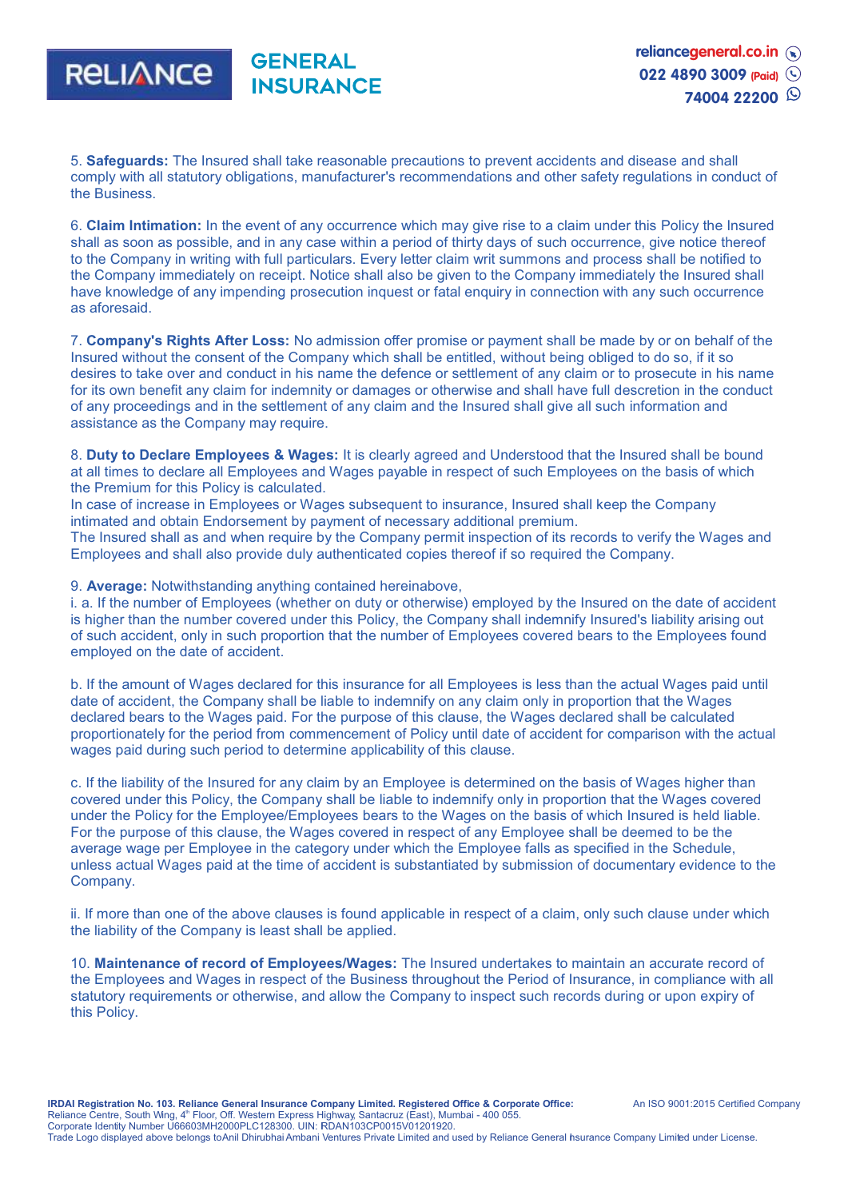5. **Safeguards:** The Insured shall take reasonable precautions to prevent accidents and disease and shall comply with all statutory obligations, manufacturer's recommendations and other safety regulations in conduct of the Business.

6. **Claim Intimation:** In the event of any occurrence which may give rise to a claim under this Policy the Insured shall as soon as possible, and in any case within a period of thirty days of such occurrence, give notice thereof to the Company in writing with full particulars. Every letter claim writ summons and process shall be notified to the Company immediately on receipt. Notice shall also be given to the Company immediately the Insured shall have knowledge of any impending prosecution inquest or fatal enquiry in connection with any such occurrence as aforesaid.

7. **Company's Rights After Loss:** No admission offer promise or payment shall be made by or on behalf of the Insured without the consent of the Company which shall be entitled, without being obliged to do so, if it so desires to take over and conduct in his name the defence or settlement of any claim or to prosecute in his name for its own benefit any claim for indemnity or damages or otherwise and shall have full descretion in the conduct of any proceedings and in the settlement of any claim and the Insured shall give all such information and assistance as the Company may require.

8. **Duty to Declare Employees & Wages:** It is clearly agreed and Understood that the Insured shall be bound at all times to declare all Employees and Wages payable in respect of such Employees on the basis of which the Premium for this Policy is calculated.
In case of increase in Employees or Wages subsequent to insurance, Insured shall keep the Company intimated and obtain Endorsement by payment of necessary additional premium.
The Insured shall as and when require by the Company permit inspection of its records to verify the Wages and Employees and shall also provide duly authenticated copies thereof if so required the Company.

9. **Average:** Notwithstanding anything contained hereinabove,
i. a. If the number of Employees (whether on duty or otherwise) employed by the Insured on the date of accident is higher than the number covered under this Policy, the Company shall indemnify Insured's liability arising out of such accident, only in such proportion that the number of Employees covered bears to the Employees found employed on the date of accident.

b. If the amount of Wages declared for this insurance for all Employees is less than the actual Wages paid until date of accident, the Company shall be liable to indemnify on any claim only in proportion that the Wages declared bears to the Wages paid. For the purpose of this clause, the Wages declared shall be calculated proportionately for the period from commencement of Policy until date of accident for comparison with the actual wages paid during such period to determine applicability of this clause.

c. If the liability of the Insured for any claim by an Employee is determined on the basis of Wages higher than covered under this Policy, the Company shall be liable to indemnify only in proportion that the Wages covered under the Policy for the Employee/Employees bears to the Wages on the basis of which Insured is held liable. For the purpose of this clause, the Wages covered in respect of any Employee shall be deemed to be the average wage per Employee in the category under which the Employee falls as specified in the Schedule, unless actual Wages paid at the time of accident is substantiated by submission of documentary evidence to the Company.

ii. If more than one of the above clauses is found applicable in respect of a claim, only such clause under which the liability of the Company is least shall be applied.

10. **Maintenance of record of Employees/Wages:** The Insured undertakes to maintain an accurate record of the Employees and Wages in respect of the Business throughout the Period of Insurance, in compliance with all statutory requirements or otherwise, and allow the Company to inspect such records during or upon expiry of this Policy.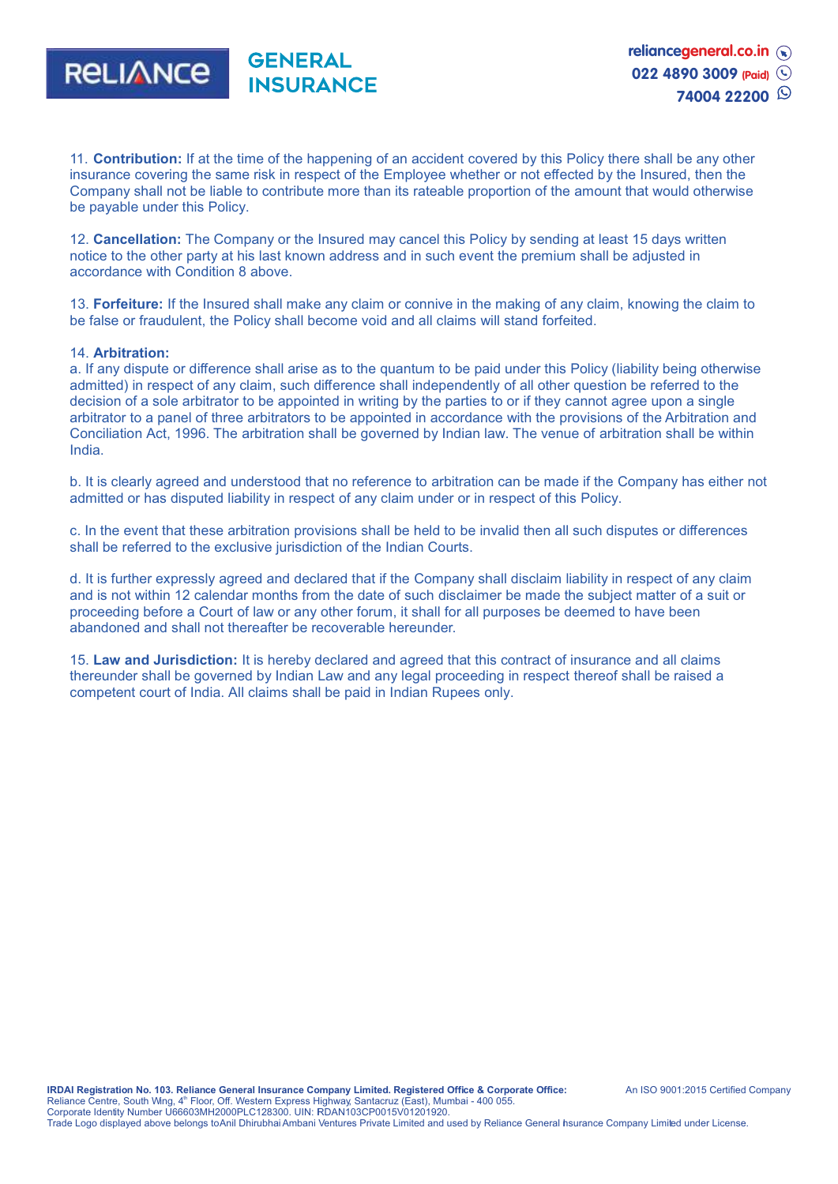11. **Contribution:** If at the time of the happening of an accident covered by this Policy there shall be any other insurance covering the same risk in respect of the Employee whether or not effected by the Insured, then the Company shall not be liable to contribute more than its rateable proportion of the amount that would otherwise be payable under this Policy.

12. **Cancellation:** The Company or the Insured may cancel this Policy by sending at least 15 days written notice to the other party at his last known address and in such event the premium shall be adjusted in accordance with Condition 8 above.

13. **Forfeiture:** If the Insured shall make any claim or connive in the making of any claim, knowing the claim to be false or fraudulent, the Policy shall become void and all claims will stand forfeited.

14. **Arbitration:**

a. If any dispute or difference shall arise as to the quantum to be paid under this Policy (liability being otherwise admitted) in respect of any claim, such difference shall independently of all other question be referred to the decision of a sole arbitrator to be appointed in writing by the parties to or if they cannot agree upon a single arbitrator to a panel of three arbitrators to be appointed in accordance with the provisions of the Arbitration and Conciliation Act, 1996. The arbitration shall be governed by Indian law. The venue of arbitration shall be within India.

b. It is clearly agreed and understood that no reference to arbitration can be made if the Company has either not admitted or has disputed liability in respect of any claim under or in respect of this Policy.

c. In the event that these arbitration provisions shall be held to be invalid then all such disputes or differences shall be referred to the exclusive jurisdiction of the Indian Courts.

d. It is further expressly agreed and declared that if the Company shall disclaim liability in respect of any claim and is not within 12 calendar months from the date of such disclaimer be made the subject matter of a suit or proceeding before a Court of law or any other forum, it shall for all purposes be deemed to have been abandoned and shall not thereafter be recoverable hereunder.

15. **Law and Jurisdiction:** It is hereby declared and agreed that this contract of insurance and all claims thereunder shall be governed by Indian Law and any legal proceeding in respect thereof shall be raised a competent court of India. All claims shall be paid in Indian Rupees only.